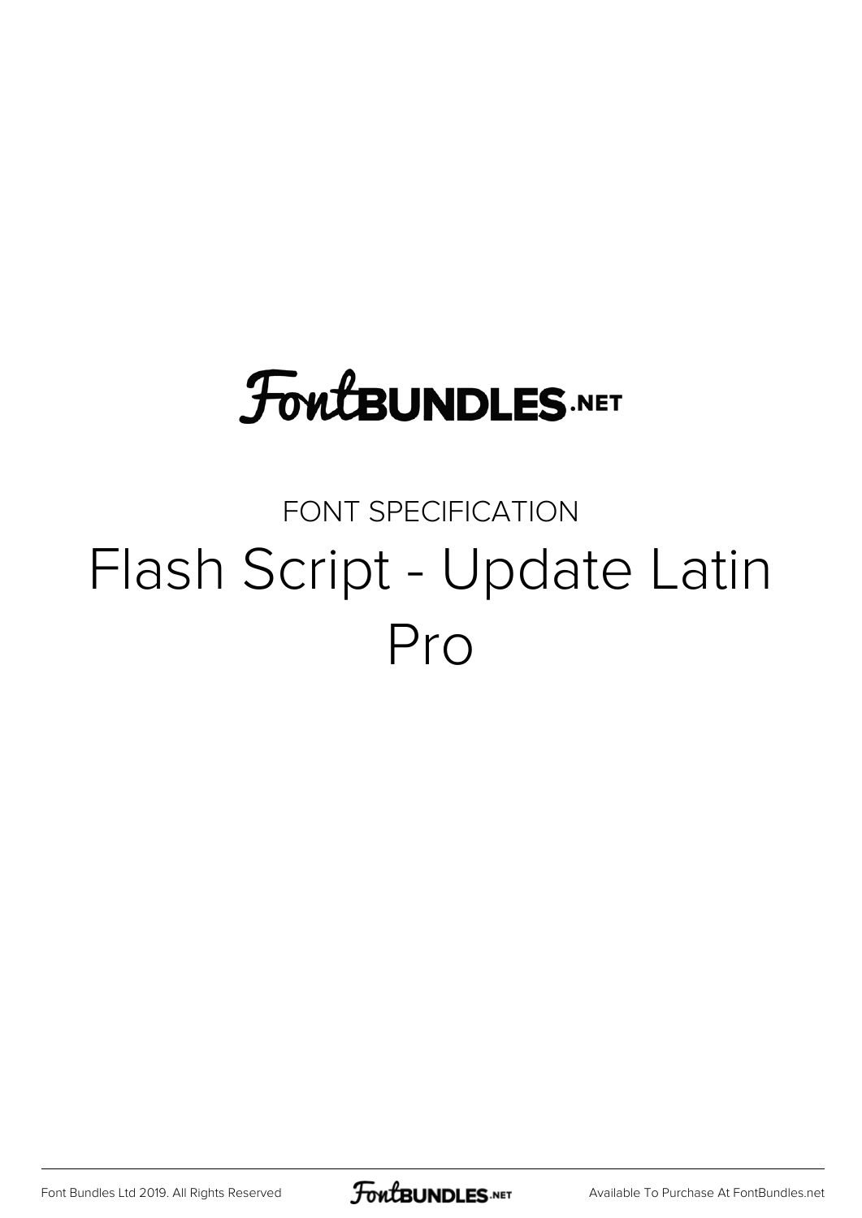FontBUNDLES.NET

FONT SPECIFICATION

# Flash Script - Update Latin Pro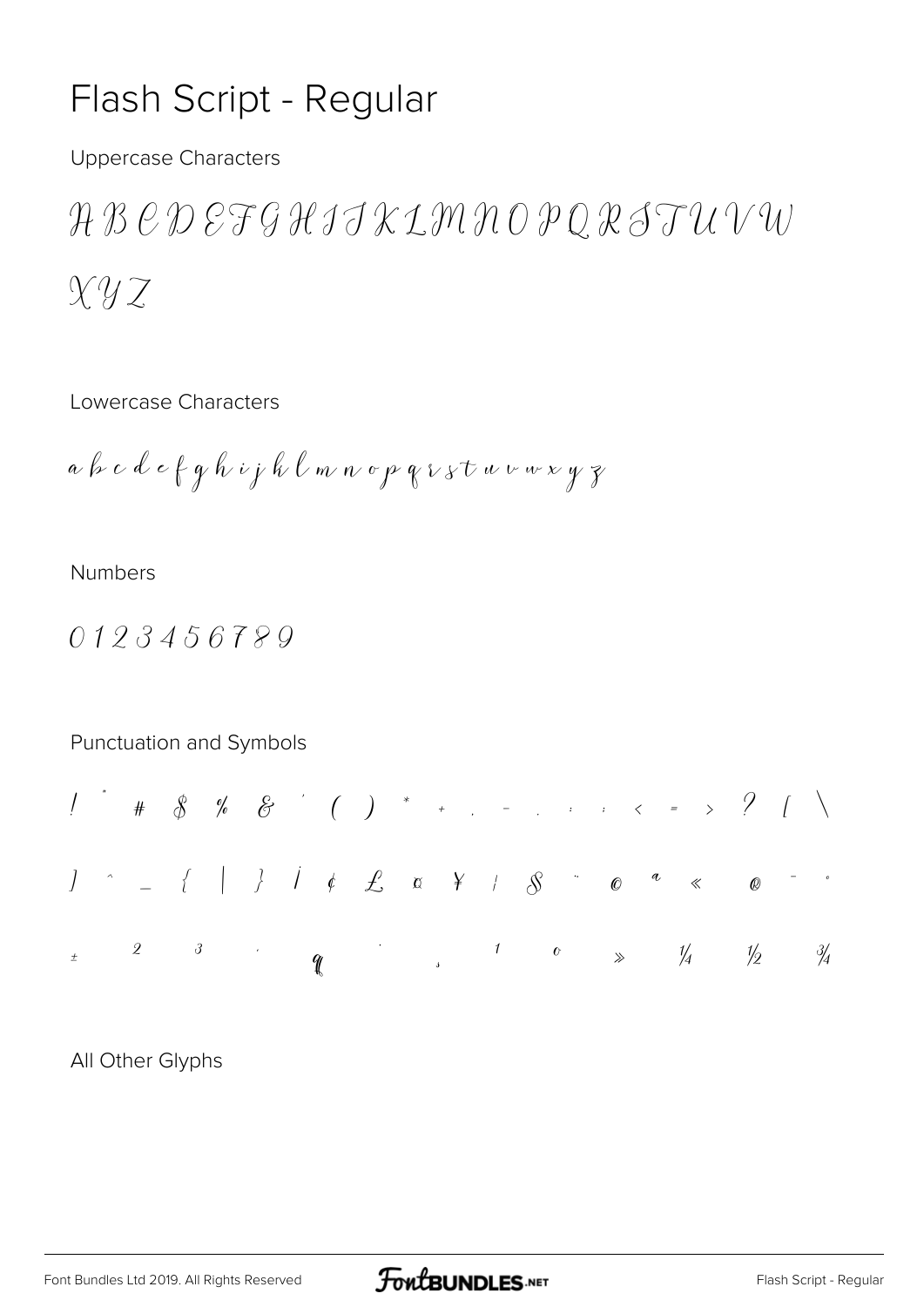# Flash Script - Regular

Uppercase Characters

A B C D E F G H I J K L M N O P Q R S T U V W

X Y Z

Lowercase Characters

a b c d e f g h i j k l m n o p q r s t u v w x y z

Numbers

0 1 2 3 4 5 6 7 8 9

Punctuation and Symbols

! " # $ % & ' ( ) * + , - . : ; < = > ? [ \

] ^ _ { | } ¡ ¢ £ ¤ ¥ ¦ § ¨ © ª « ® ¯ °

± ² ³ ´ ¶ · ¸ ¹ º » ¼ ½ ¾

All Other Glyphs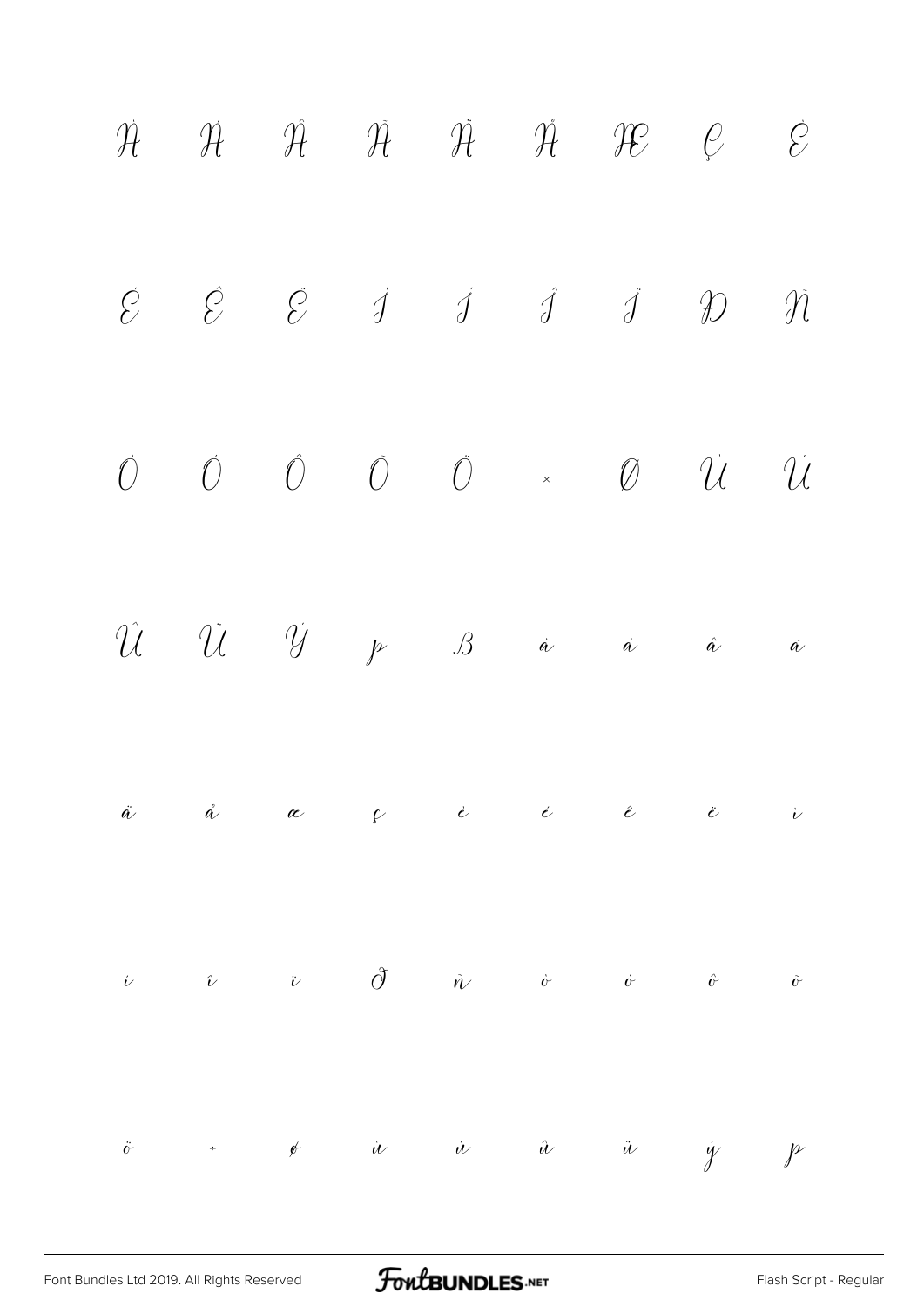À Á Â Ã Ä Å Æ Ç È

É Ê Ë Ì Í Î Ï Ð Ñ

Ò Ó Ô Õ Ö × Ø Ù Ú

Û Ü Ý Þ ß à á â ã

ä å æ ç è é ê ë ì

í î ï ð ñ ò ó ô õ

ö ÷ ø ù ú û ü ý þ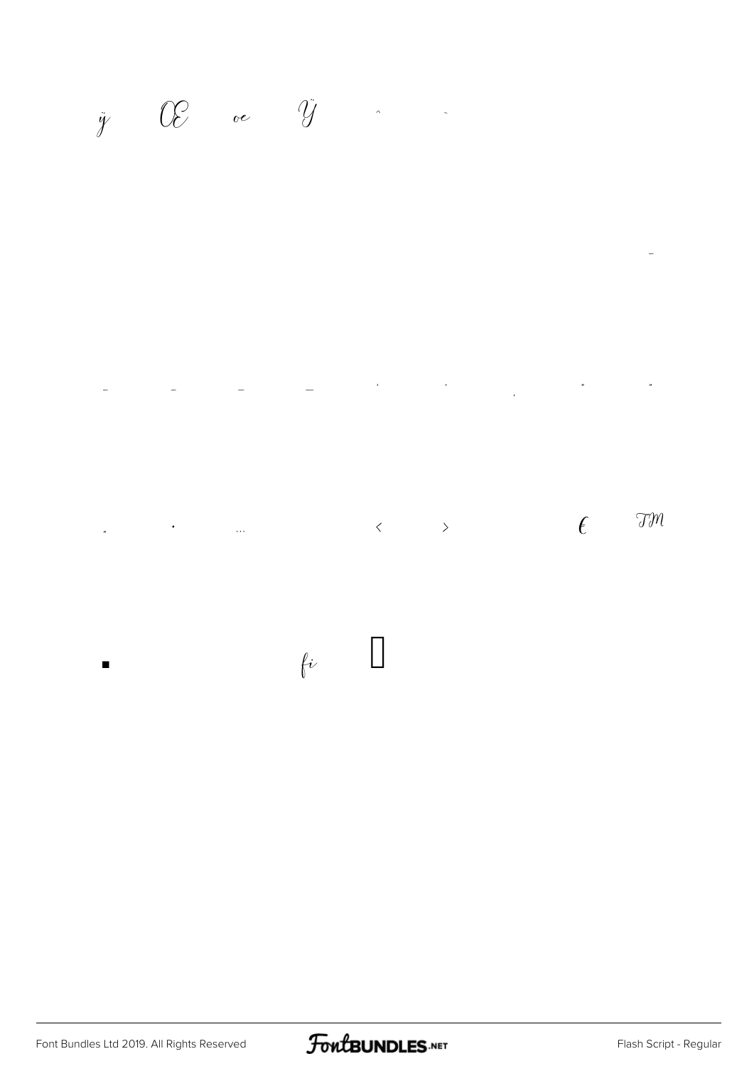ÿ Œ œ Ÿ ˆ ˜

‐

– — ‒ ― ' ' ‚ " "

„ • … ‹ › € ™

▪ ﬁ